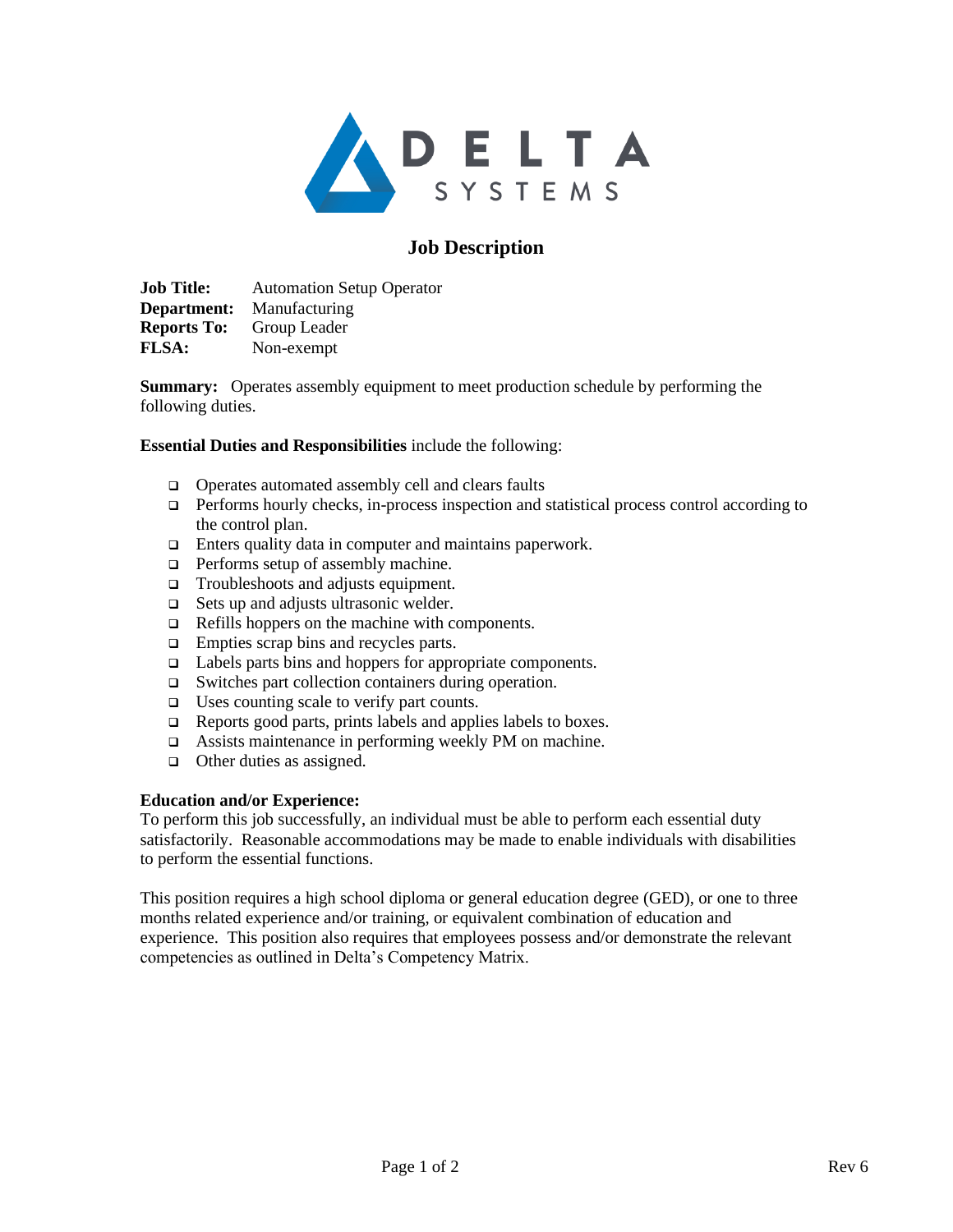# Job Description

**Job Title:** Automation Setup Operator
**Department:** Manufacturing
**Reports To:** Group Leader
**FLSA:** Non-exempt

**Summary:** Operates assembly equipment to meet production schedule by performing the following duties.

**Essential Duties and Responsibilities** include the following:

- Operates automated assembly cell and clears faults
- Performs hourly checks, in-process inspection and statistical process control according to the control plan.
- Enters quality data in computer and maintains paperwork.
- Performs setup of assembly machine.
- Troubleshoots and adjusts equipment.
- Sets up and adjusts ultrasonic welder.
- Refills hoppers on the machine with components.
- Empties scrap bins and recycles parts.
- Labels parts bins and hoppers for appropriate components.
- Switches part collection containers during operation.
- Uses counting scale to verify part counts.
- Reports good parts, prints labels and applies labels to boxes.
- Assists maintenance in performing weekly PM on machine.
- Other duties as assigned.

**Education and/or Experience:**
To perform this job successfully, an individual must be able to perform each essential duty satisfactorily. Reasonable accommodations may be made to enable individuals with disabilities to perform the essential functions.

This position requires a high school diploma or general education degree (GED), or one to three months related experience and/or training, or equivalent combination of education and experience. This position also requires that employees possess and/or demonstrate the relevant competencies as outlined in Delta's Competency Matrix.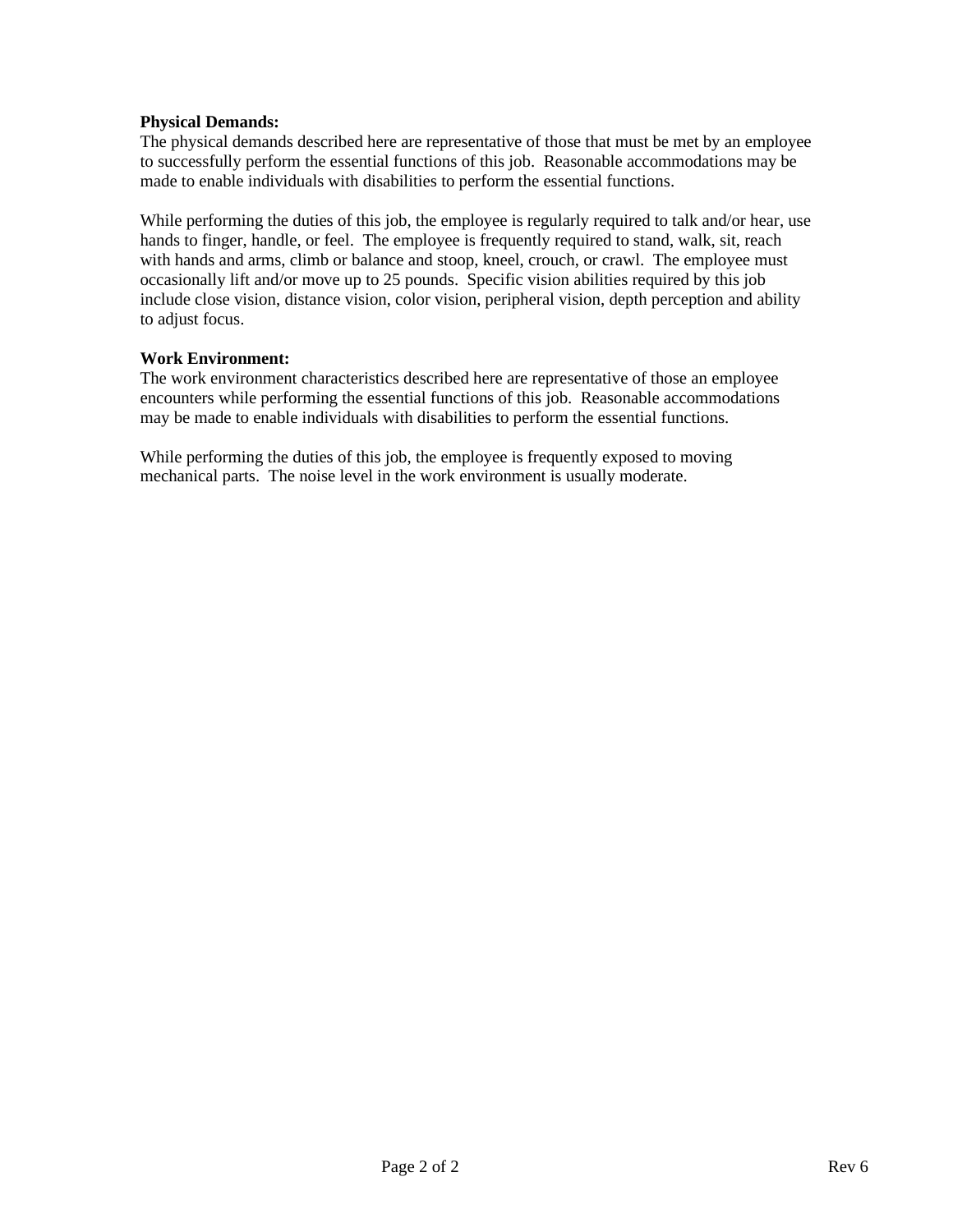**Physical Demands:**
The physical demands described here are representative of those that must be met by an employee to successfully perform the essential functions of this job. Reasonable accommodations may be made to enable individuals with disabilities to perform the essential functions.

While performing the duties of this job, the employee is regularly required to talk and/or hear, use hands to finger, handle, or feel. The employee is frequently required to stand, walk, sit, reach with hands and arms, climb or balance and stoop, kneel, crouch, or crawl. The employee must occasionally lift and/or move up to 25 pounds. Specific vision abilities required by this job include close vision, distance vision, color vision, peripheral vision, depth perception and ability to adjust focus.

**Work Environment:**
The work environment characteristics described here are representative of those an employee encounters while performing the essential functions of this job. Reasonable accommodations may be made to enable individuals with disabilities to perform the essential functions.

While performing the duties of this job, the employee is frequently exposed to moving mechanical parts. The noise level in the work environment is usually moderate.